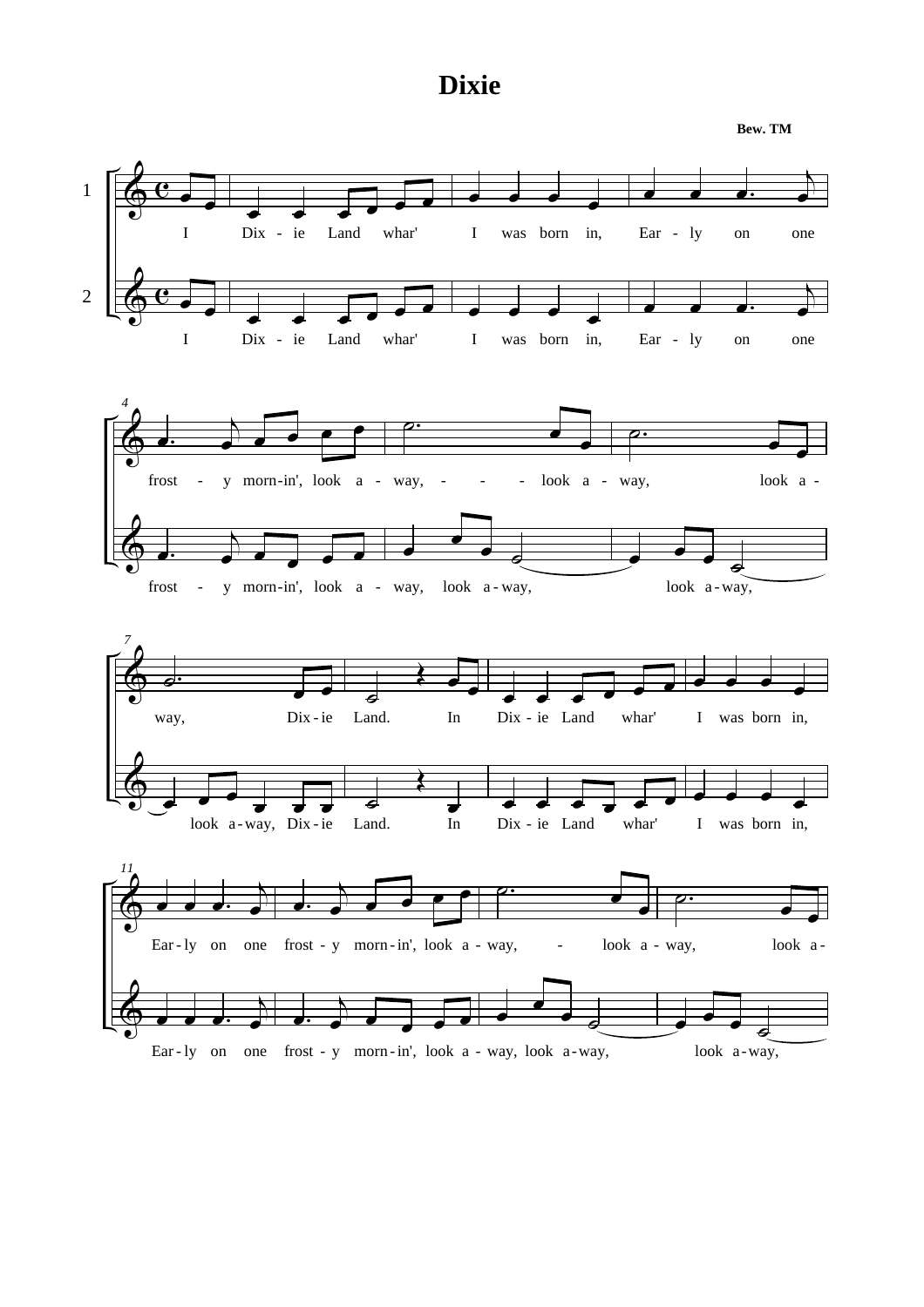# Dixie

**Bew. TM**

1

2

I Dix - ie Land whar' I was born in, Ear - ly on one

I Dix - ie Land whar' I was born in, Ear - ly on one

4

frost - y morn-in', look a - way, - - - look a - way, look a -

frost - y morn-in', look a - way, look a-way, look a-way,

7

way, Dix-ie Land. In Dix - ie Land whar' I was born in,

look a-way, Dix-ie Land. In Dix - ie Land whar' I was born in,

11

Ear-ly on one frost - y morn-in', look a - way, - look a - way, look a-

Ear-ly on one frost - y morn-in', look a - way, look a-way, look a-way,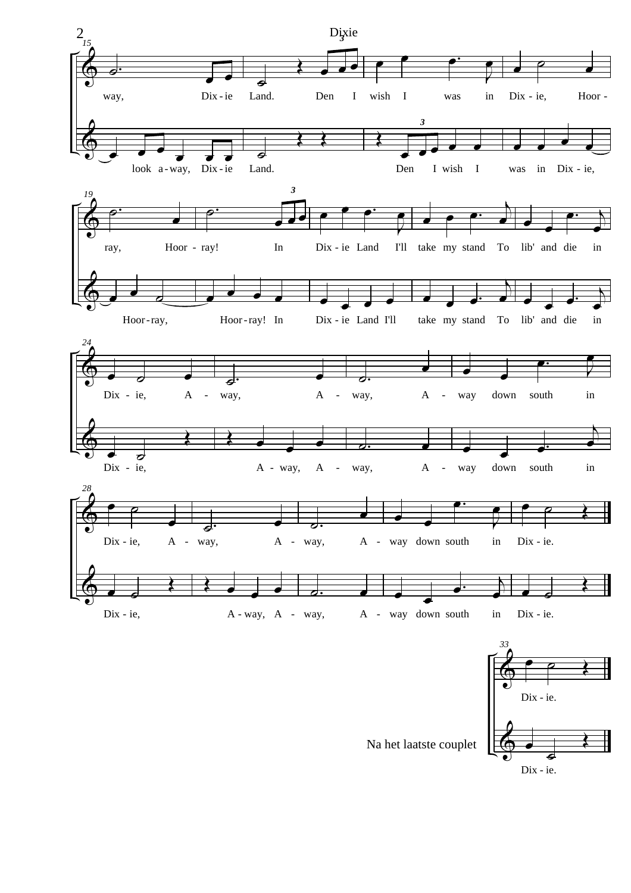Dixie

way, Dix-ie Land. Den I wish I was in Dix-ie, Hoor-

look a-way, Dix-ie Land. Den I wish I was in Dix-ie,

ray, Hoor-ray! In Dix-ie Land I'll take my stand To lib' and die in

Hoor-ray, Hoor-ray! In Dix-ie Land I'll take my stand To lib' and die in

Dix-ie, A-way, A-way, A-way down south in

Dix-ie, A-way, A-way, A-way down south in

Dix-ie, A-way, A-way, A-way down south in Dix-ie.

Dix-ie, A-way, A-way, A-way down south in Dix-ie.

Na het laatste couplet

Dix-ie.

Dix-ie.